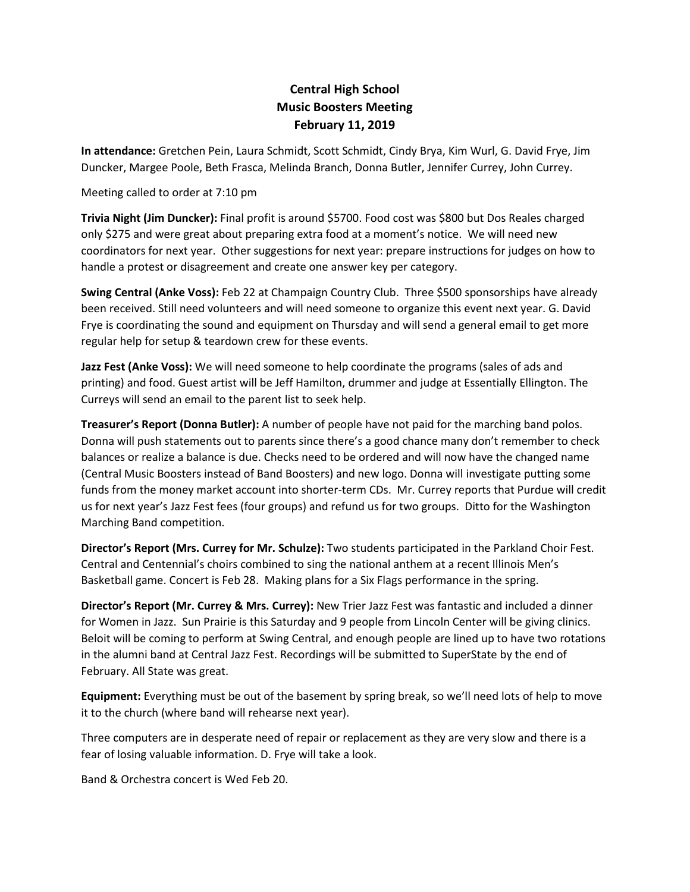# Central High School
## Music Boosters Meeting
### February 11, 2019

**In attendance:** Gretchen Pein, Laura Schmidt, Scott Schmidt, Cindy Brya, Kim Wurl, G. David Frye, Jim Duncker, Margee Poole, Beth Frasca, Melinda Branch, Donna Butler, Jennifer Currey, John Currey.

Meeting called to order at 7:10 pm

**Trivia Night (Jim Duncker):** Final profit is around $5700. Food cost was $800 but Dos Reales charged only $275 and were great about preparing extra food at a moment's notice. We will need new coordinators for next year. Other suggestions for next year: prepare instructions for judges on how to handle a protest or disagreement and create one answer key per category.

**Swing Central (Anke Voss):** Feb 22 at Champaign Country Club. Three $500 sponsorships have already been received. Still need volunteers and will need someone to organize this event next year. G. David Frye is coordinating the sound and equipment on Thursday and will send a general email to get more regular help for setup & teardown crew for these events.

**Jazz Fest (Anke Voss):** We will need someone to help coordinate the programs (sales of ads and printing) and food. Guest artist will be Jeff Hamilton, drummer and judge at Essentially Ellington. The Curreys will send an email to the parent list to seek help.

**Treasurer's Report (Donna Butler):** A number of people have not paid for the marching band polos. Donna will push statements out to parents since there's a good chance many don't remember to check balances or realize a balance is due. Checks need to be ordered and will now have the changed name (Central Music Boosters instead of Band Boosters) and new logo. Donna will investigate putting some funds from the money market account into shorter-term CDs. Mr. Currey reports that Purdue will credit us for next year's Jazz Fest fees (four groups) and refund us for two groups. Ditto for the Washington Marching Band competition.

**Director's Report (Mrs. Currey for Mr. Schulze):** Two students participated in the Parkland Choir Fest. Central and Centennial's choirs combined to sing the national anthem at a recent Illinois Men's Basketball game. Concert is Feb 28. Making plans for a Six Flags performance in the spring.

**Director's Report (Mr. Currey & Mrs. Currey):** New Trier Jazz Fest was fantastic and included a dinner for Women in Jazz. Sun Prairie is this Saturday and 9 people from Lincoln Center will be giving clinics. Beloit will be coming to perform at Swing Central, and enough people are lined up to have two rotations in the alumni band at Central Jazz Fest. Recordings will be submitted to SuperState by the end of February. All State was great.

**Equipment:** Everything must be out of the basement by spring break, so we'll need lots of help to move it to the church (where band will rehearse next year).

Three computers are in desperate need of repair or replacement as they are very slow and there is a fear of losing valuable information. D. Frye will take a look.

Band & Orchestra concert is Wed Feb 20.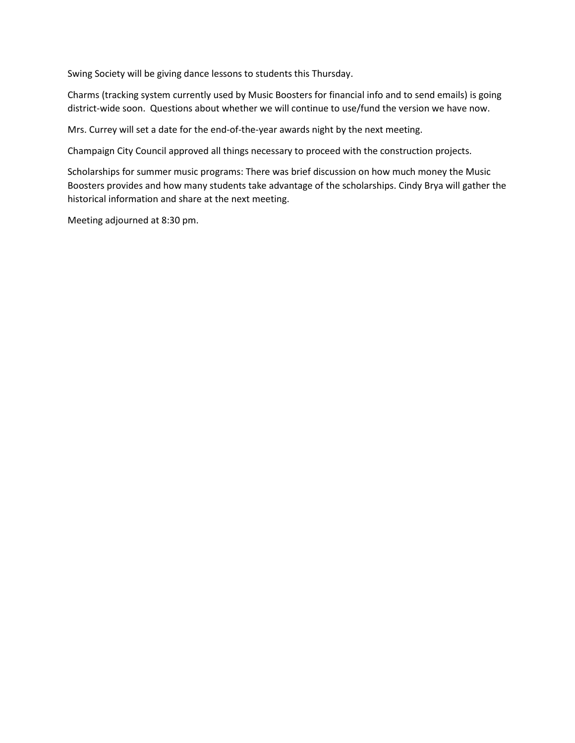Swing Society will be giving dance lessons to students this Thursday.

Charms (tracking system currently used by Music Boosters for financial info and to send emails) is going district-wide soon. Questions about whether we will continue to use/fund the version we have now.

Mrs. Currey will set a date for the end-of-the-year awards night by the next meeting.

Champaign City Council approved all things necessary to proceed with the construction projects.

Scholarships for summer music programs: There was brief discussion on how much money the Music Boosters provides and how many students take advantage of the scholarships. Cindy Brya will gather the historical information and share at the next meeting.

Meeting adjourned at 8:30 pm.